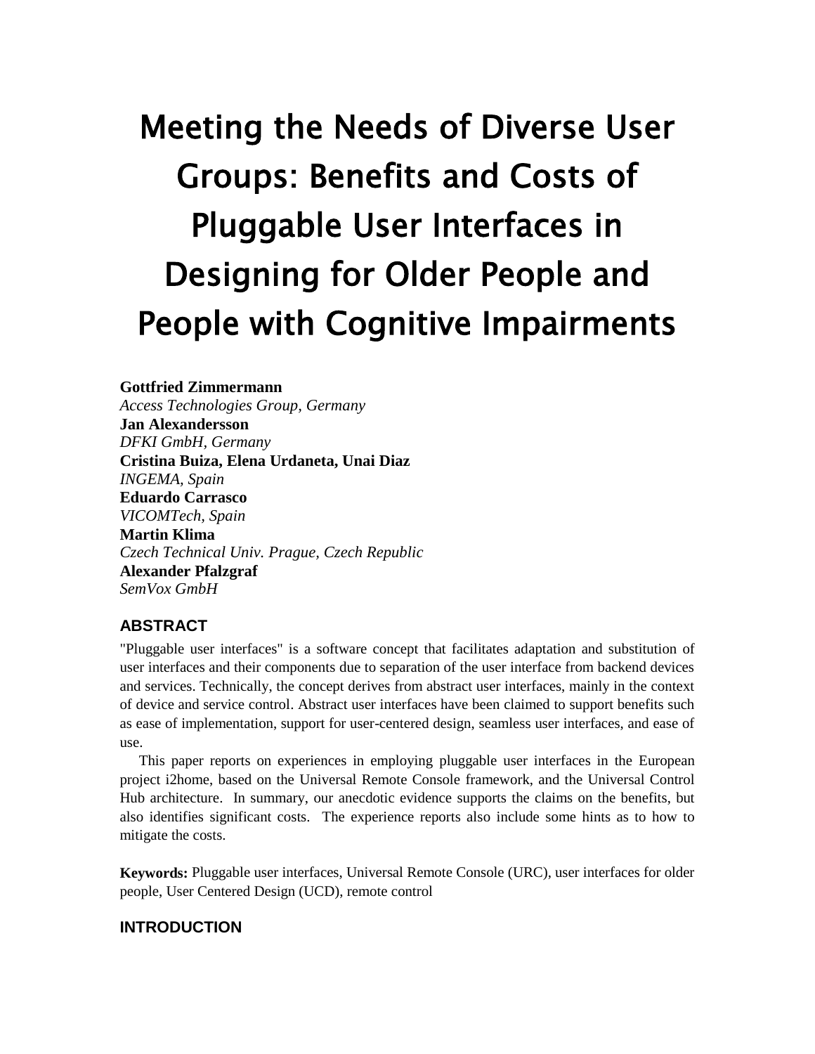# Meeting the Needs of Diverse User Groups: Benefits and Costs of Pluggable User Interfaces in Designing for Older People and People with Cognitive Impairments

**Gottfried Zimmermann**
*Access Technologies Group, Germany*
**Jan Alexandersson**
*DFKI GmbH, Germany*
**Cristina Buiza, Elena Urdaneta, Unai Diaz**
*INGEMA, Spain*
**Eduardo Carrasco**
*VICOMTech, Spain*
**Martin Klima**
*Czech Technical Univ. Prague, Czech Republic*
**Alexander Pfalzgraf**
*SemVox GmbH*

## ABSTRACT

"Pluggable user interfaces" is a software concept that facilitates adaptation and substitution of user interfaces and their components due to separation of the user interface from backend devices and services. Technically, the concept derives from abstract user interfaces, mainly in the context of device and service control. Abstract user interfaces have been claimed to support benefits such as ease of implementation, support for user-centered design, seamless user interfaces, and ease of use.

This paper reports on experiences in employing pluggable user interfaces in the European project i2home, based on the Universal Remote Console framework, and the Universal Control Hub architecture. In summary, our anecdotic evidence supports the claims on the benefits, but also identifies significant costs. The experience reports also include some hints as to how to mitigate the costs.

**Keywords:** Pluggable user interfaces, Universal Remote Console (URC), user interfaces for older people, User Centered Design (UCD), remote control

## INTRODUCTION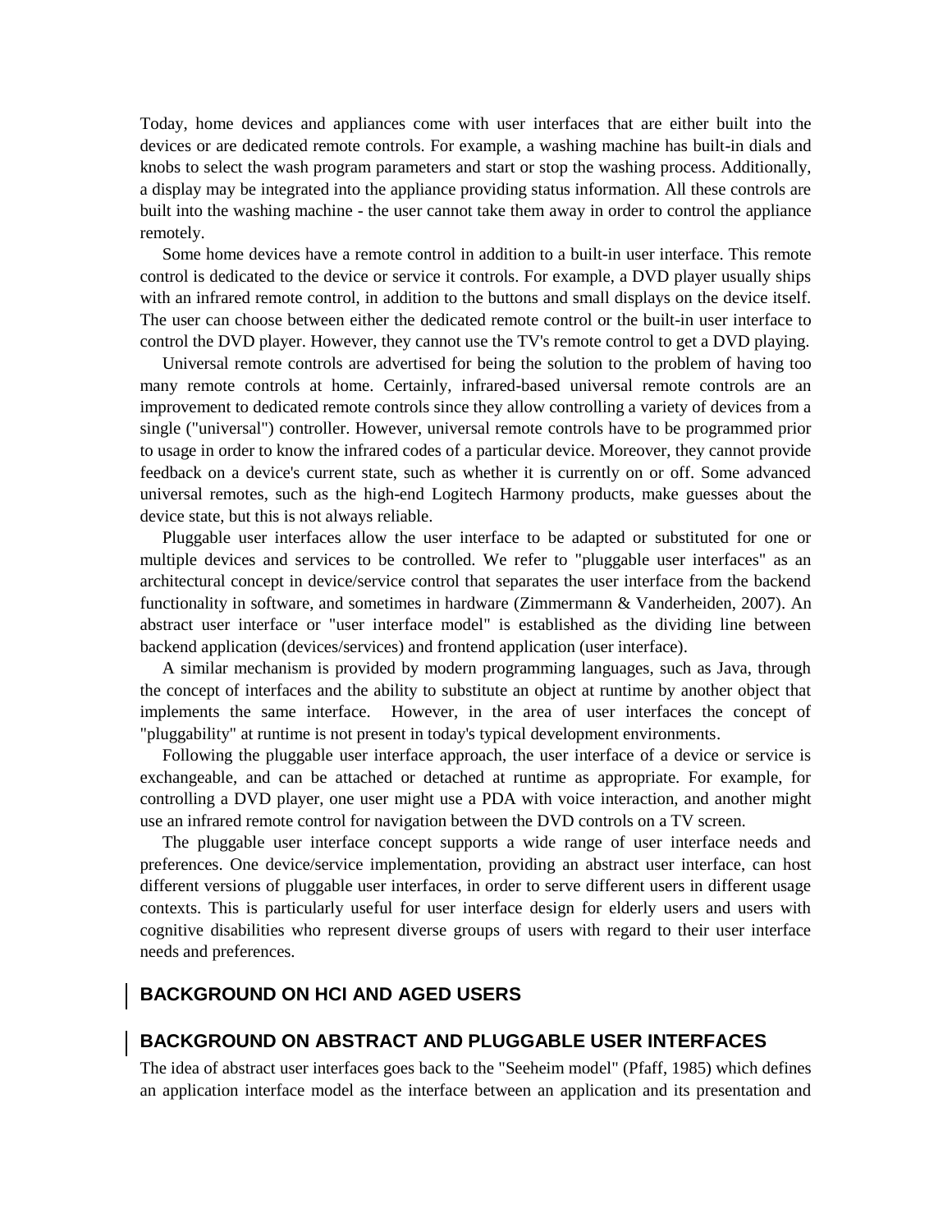Today, home devices and appliances come with user interfaces that are either built into the devices or are dedicated remote controls. For example, a washing machine has built-in dials and knobs to select the wash program parameters and start or stop the washing process. Additionally, a display may be integrated into the appliance providing status information. All these controls are built into the washing machine - the user cannot take them away in order to control the appliance remotely.

Some home devices have a remote control in addition to a built-in user interface. This remote control is dedicated to the device or service it controls. For example, a DVD player usually ships with an infrared remote control, in addition to the buttons and small displays on the device itself. The user can choose between either the dedicated remote control or the built-in user interface to control the DVD player. However, they cannot use the TV's remote control to get a DVD playing.

Universal remote controls are advertised for being the solution to the problem of having too many remote controls at home. Certainly, infrared-based universal remote controls are an improvement to dedicated remote controls since they allow controlling a variety of devices from a single ("universal") controller. However, universal remote controls have to be programmed prior to usage in order to know the infrared codes of a particular device. Moreover, they cannot provide feedback on a device's current state, such as whether it is currently on or off. Some advanced universal remotes, such as the high-end Logitech Harmony products, make guesses about the device state, but this is not always reliable.

Pluggable user interfaces allow the user interface to be adapted or substituted for one or multiple devices and services to be controlled. We refer to "pluggable user interfaces" as an architectural concept in device/service control that separates the user interface from the backend functionality in software, and sometimes in hardware (Zimmermann & Vanderheiden, 2007). An abstract user interface or "user interface model" is established as the dividing line between backend application (devices/services) and frontend application (user interface).

A similar mechanism is provided by modern programming languages, such as Java, through the concept of interfaces and the ability to substitute an object at runtime by another object that implements the same interface. However, in the area of user interfaces the concept of "pluggability" at runtime is not present in today's typical development environments.

Following the pluggable user interface approach, the user interface of a device or service is exchangeable, and can be attached or detached at runtime as appropriate. For example, for controlling a DVD player, one user might use a PDA with voice interaction, and another might use an infrared remote control for navigation between the DVD controls on a TV screen.

The pluggable user interface concept supports a wide range of user interface needs and preferences. One device/service implementation, providing an abstract user interface, can host different versions of pluggable user interfaces, in order to serve different users in different usage contexts. This is particularly useful for user interface design for elderly users and users with cognitive disabilities who represent diverse groups of users with regard to their user interface needs and preferences.

## BACKGROUND ON HCI AND AGED USERS

## BACKGROUND ON ABSTRACT AND PLUGGABLE USER INTERFACES

The idea of abstract user interfaces goes back to the "Seeheim model" (Pfaff, 1985) which defines an application interface model as the interface between an application and its presentation and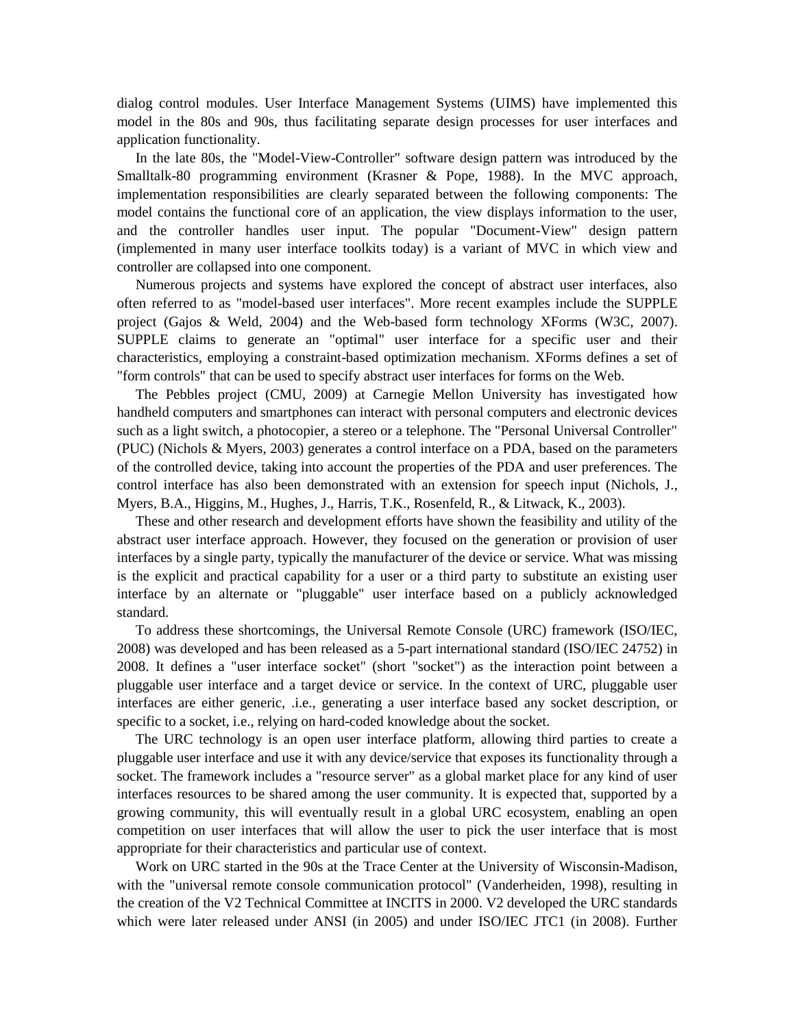dialog control modules. User Interface Management Systems (UIMS) have implemented this model in the 80s and 90s, thus facilitating separate design processes for user interfaces and application functionality.

In the late 80s, the "Model-View-Controller" software design pattern was introduced by the Smalltalk-80 programming environment (Krasner & Pope, 1988). In the MVC approach, implementation responsibilities are clearly separated between the following components: The model contains the functional core of an application, the view displays information to the user, and the controller handles user input. The popular "Document-View" design pattern (implemented in many user interface toolkits today) is a variant of MVC in which view and controller are collapsed into one component.

Numerous projects and systems have explored the concept of abstract user interfaces, also often referred to as "model-based user interfaces". More recent examples include the SUPPLE project (Gajos & Weld, 2004) and the Web-based form technology XForms (W3C, 2007). SUPPLE claims to generate an "optimal" user interface for a specific user and their characteristics, employing a constraint-based optimization mechanism. XForms defines a set of "form controls" that can be used to specify abstract user interfaces for forms on the Web.

The Pebbles project (CMU, 2009) at Carnegie Mellon University has investigated how handheld computers and smartphones can interact with personal computers and electronic devices such as a light switch, a photocopier, a stereo or a telephone. The "Personal Universal Controller" (PUC) (Nichols & Myers, 2003) generates a control interface on a PDA, based on the parameters of the controlled device, taking into account the properties of the PDA and user preferences. The control interface has also been demonstrated with an extension for speech input (Nichols, J., Myers, B.A., Higgins, M., Hughes, J., Harris, T.K., Rosenfeld, R., & Litwack, K., 2003).

These and other research and development efforts have shown the feasibility and utility of the abstract user interface approach. However, they focused on the generation or provision of user interfaces by a single party, typically the manufacturer of the device or service. What was missing is the explicit and practical capability for a user or a third party to substitute an existing user interface by an alternate or "pluggable" user interface based on a publicly acknowledged standard.

To address these shortcomings, the Universal Remote Console (URC) framework (ISO/IEC, 2008) was developed and has been released as a 5-part international standard (ISO/IEC 24752) in 2008. It defines a "user interface socket" (short "socket") as the interaction point between a pluggable user interface and a target device or service. In the context of URC, pluggable user interfaces are either generic, .i.e., generating a user interface based any socket description, or specific to a socket, i.e., relying on hard-coded knowledge about the socket.

The URC technology is an open user interface platform, allowing third parties to create a pluggable user interface and use it with any device/service that exposes its functionality through a socket. The framework includes a "resource server" as a global market place for any kind of user interfaces resources to be shared among the user community. It is expected that, supported by a growing community, this will eventually result in a global URC ecosystem, enabling an open competition on user interfaces that will allow the user to pick the user interface that is most appropriate for their characteristics and particular use of context.

Work on URC started in the 90s at the Trace Center at the University of Wisconsin-Madison, with the "universal remote console communication protocol" (Vanderheiden, 1998), resulting in the creation of the V2 Technical Committee at INCITS in 2000. V2 developed the URC standards which were later released under ANSI (in 2005) and under ISO/IEC JTC1 (in 2008). Further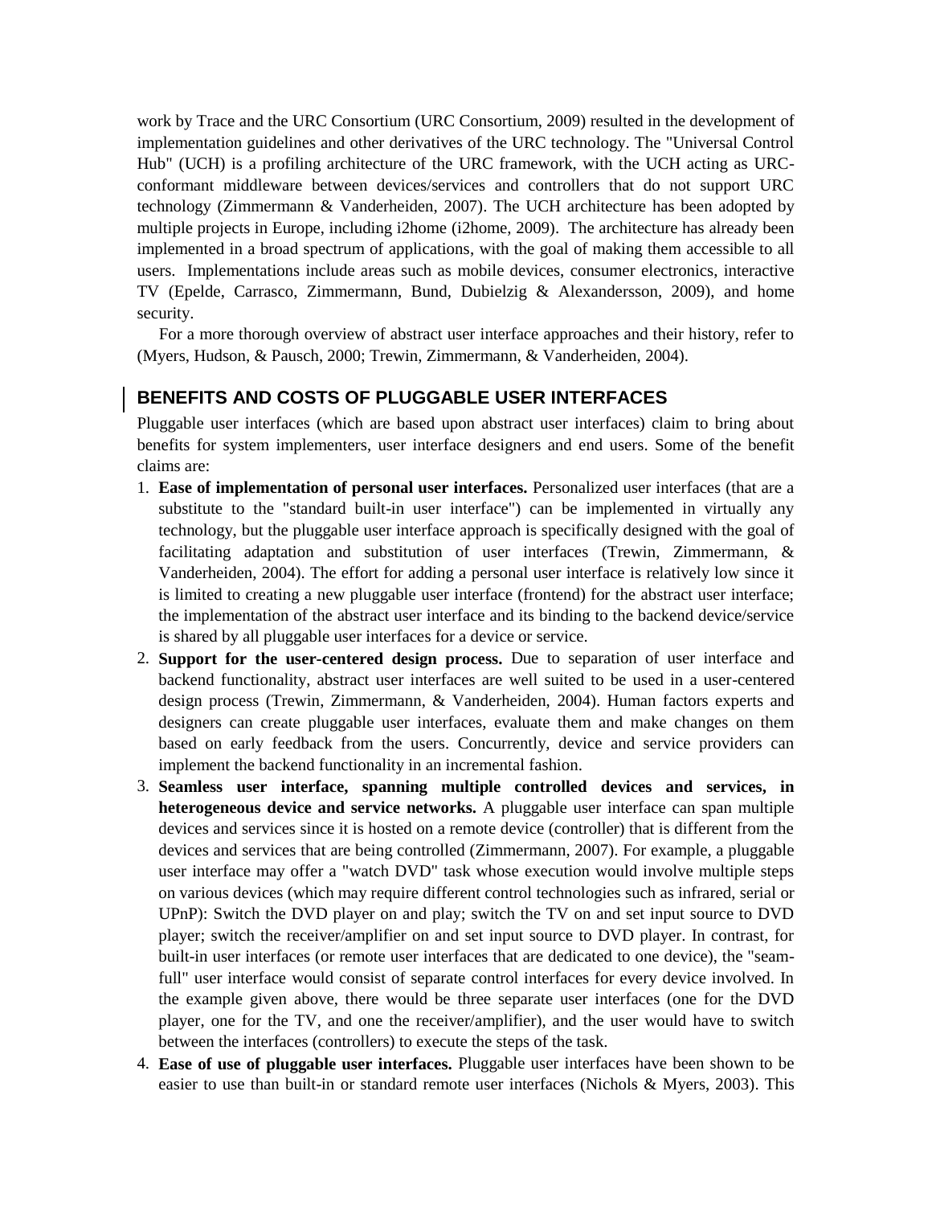work by Trace and the URC Consortium (URC Consortium, 2009) resulted in the development of implementation guidelines and other derivatives of the URC technology. The "Universal Control Hub" (UCH) is a profiling architecture of the URC framework, with the UCH acting as URC-conformant middleware between devices/services and controllers that do not support URC technology (Zimmermann & Vanderheiden, 2007). The UCH architecture has been adopted by multiple projects in Europe, including i2home (i2home, 2009). The architecture has already been implemented in a broad spectrum of applications, with the goal of making them accessible to all users. Implementations include areas such as mobile devices, consumer electronics, interactive TV (Epelde, Carrasco, Zimmermann, Bund, Dubielzig & Alexandersson, 2009), and home security.

For a more thorough overview of abstract user interface approaches and their history, refer to (Myers, Hudson, & Pausch, 2000; Trewin, Zimmermann, & Vanderheiden, 2004).

## BENEFITS AND COSTS OF PLUGGABLE USER INTERFACES

Pluggable user interfaces (which are based upon abstract user interfaces) claim to bring about benefits for system implementers, user interface designers and end users. Some of the benefit claims are:

1. **Ease of implementation of personal user interfaces.** Personalized user interfaces (that are a substitute to the "standard built-in user interface") can be implemented in virtually any technology, but the pluggable user interface approach is specifically designed with the goal of facilitating adaptation and substitution of user interfaces (Trewin, Zimmermann, & Vanderheiden, 2004). The effort for adding a personal user interface is relatively low since it is limited to creating a new pluggable user interface (frontend) for the abstract user interface; the implementation of the abstract user interface and its binding to the backend device/service is shared by all pluggable user interfaces for a device or service.
2. **Support for the user-centered design process.** Due to separation of user interface and backend functionality, abstract user interfaces are well suited to be used in a user-centered design process (Trewin, Zimmermann, & Vanderheiden, 2004). Human factors experts and designers can create pluggable user interfaces, evaluate them and make changes on them based on early feedback from the users. Concurrently, device and service providers can implement the backend functionality in an incremental fashion.
3. **Seamless user interface, spanning multiple controlled devices and services, in heterogeneous device and service networks.** A pluggable user interface can span multiple devices and services since it is hosted on a remote device (controller) that is different from the devices and services that are being controlled (Zimmermann, 2007). For example, a pluggable user interface may offer a "watch DVD" task whose execution would involve multiple steps on various devices (which may require different control technologies such as infrared, serial or UPnP): Switch the DVD player on and play; switch the TV on and set input source to DVD player; switch the receiver/amplifier on and set input source to DVD player. In contrast, for built-in user interfaces (or remote user interfaces that are dedicated to one device), the "seam-full" user interface would consist of separate control interfaces for every device involved. In the example given above, there would be three separate user interfaces (one for the DVD player, one for the TV, and one the receiver/amplifier), and the user would have to switch between the interfaces (controllers) to execute the steps of the task.
4. **Ease of use of pluggable user interfaces.** Pluggable user interfaces have been shown to be easier to use than built-in or standard remote user interfaces (Nichols & Myers, 2003). This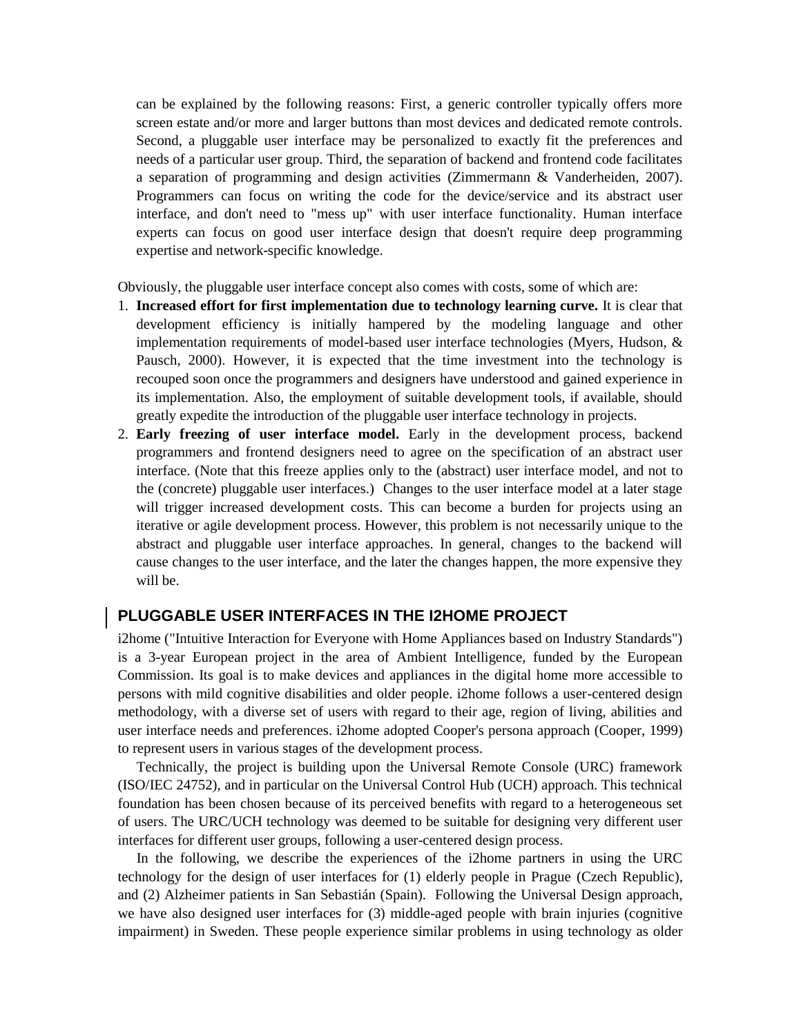can be explained by the following reasons: First, a generic controller typically offers more screen estate and/or more and larger buttons than most devices and dedicated remote controls. Second, a pluggable user interface may be personalized to exactly fit the preferences and needs of a particular user group. Third, the separation of backend and frontend code facilitates a separation of programming and design activities (Zimmermann & Vanderheiden, 2007). Programmers can focus on writing the code for the device/service and its abstract user interface, and don't need to "mess up" with user interface functionality. Human interface experts can focus on good user interface design that doesn't require deep programming expertise and network-specific knowledge.

Obviously, the pluggable user interface concept also comes with costs, some of which are:

1. **Increased effort for first implementation due to technology learning curve.** It is clear that development efficiency is initially hampered by the modeling language and other implementation requirements of model-based user interface technologies (Myers, Hudson, & Pausch, 2000). However, it is expected that the time investment into the technology is recouped soon once the programmers and designers have understood and gained experience in its implementation. Also, the employment of suitable development tools, if available, should greatly expedite the introduction of the pluggable user interface technology in projects.
2. **Early freezing of user interface model.** Early in the development process, backend programmers and frontend designers need to agree on the specification of an abstract user interface. (Note that this freeze applies only to the (abstract) user interface model, and not to the (concrete) pluggable user interfaces.) Changes to the user interface model at a later stage will trigger increased development costs. This can become a burden for projects using an iterative or agile development process. However, this problem is not necessarily unique to the abstract and pluggable user interface approaches. In general, changes to the backend will cause changes to the user interface, and the later the changes happen, the more expensive they will be.

## PLUGGABLE USER INTERFACES IN THE I2HOME PROJECT

i2home ("Intuitive Interaction for Everyone with Home Appliances based on Industry Standards") is a 3-year European project in the area of Ambient Intelligence, funded by the European Commission. Its goal is to make devices and appliances in the digital home more accessible to persons with mild cognitive disabilities and older people. i2home follows a user-centered design methodology, with a diverse set of users with regard to their age, region of living, abilities and user interface needs and preferences. i2home adopted Cooper's persona approach (Cooper, 1999) to represent users in various stages of the development process.

Technically, the project is building upon the Universal Remote Console (URC) framework (ISO/IEC 24752), and in particular on the Universal Control Hub (UCH) approach. This technical foundation has been chosen because of its perceived benefits with regard to a heterogeneous set of users. The URC/UCH technology was deemed to be suitable for designing very different user interfaces for different user groups, following a user-centered design process.

In the following, we describe the experiences of the i2home partners in using the URC technology for the design of user interfaces for (1) elderly people in Prague (Czech Republic), and (2) Alzheimer patients in San Sebastián (Spain). Following the Universal Design approach, we have also designed user interfaces for (3) middle-aged people with brain injuries (cognitive impairment) in Sweden. These people experience similar problems in using technology as older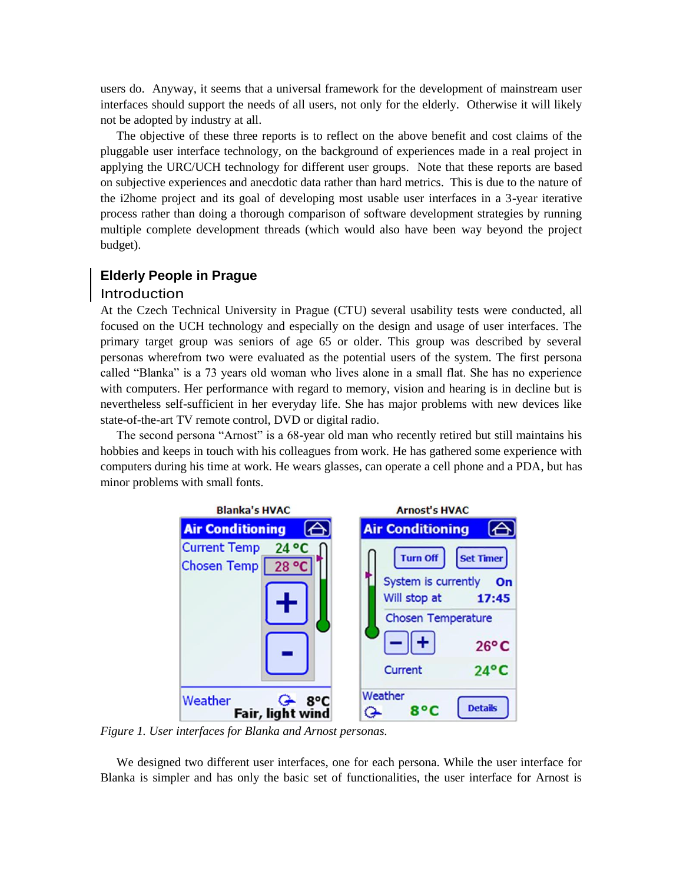users do. Anyway, it seems that a universal framework for the development of mainstream user interfaces should support the needs of all users, not only for the elderly. Otherwise it will likely not be adopted by industry at all.

The objective of these three reports is to reflect on the above benefit and cost claims of the pluggable user interface technology, on the background of experiences made in a real project in applying the URC/UCH technology for different user groups. Note that these reports are based on subjective experiences and anecdotic data rather than hard metrics. This is due to the nature of the i2home project and its goal of developing most usable user interfaces in a 3-year iterative process rather than doing a thorough comparison of software development strategies by running multiple complete development threads (which would also have been way beyond the project budget).

## Elderly People in Prague

### Introduction

At the Czech Technical University in Prague (CTU) several usability tests were conducted, all focused on the UCH technology and especially on the design and usage of user interfaces. The primary target group was seniors of age 65 or older. This group was described by several personas wherefrom two were evaluated as the potential users of the system. The first persona called "Blanka" is a 73 years old woman who lives alone in a small flat. She has no experience with computers. Her performance with regard to memory, vision and hearing is in decline but is nevertheless self-sufficient in her everyday life. She has major problems with new devices like state-of-the-art TV remote control, DVD or digital radio.

The second persona "Arnost" is a 68-year old man who recently retired but still maintains his hobbies and keeps in touch with his colleagues from work. He has gathered some experience with computers during his time at work. He wears glasses, can operate a cell phone and a PDA, but has minor problems with small fonts.

*Figure 1. User interfaces for Blanka and Arnost personas.*

We designed two different user interfaces, one for each persona. While the user interface for Blanka is simpler and has only the basic set of functionalities, the user interface for Arnost is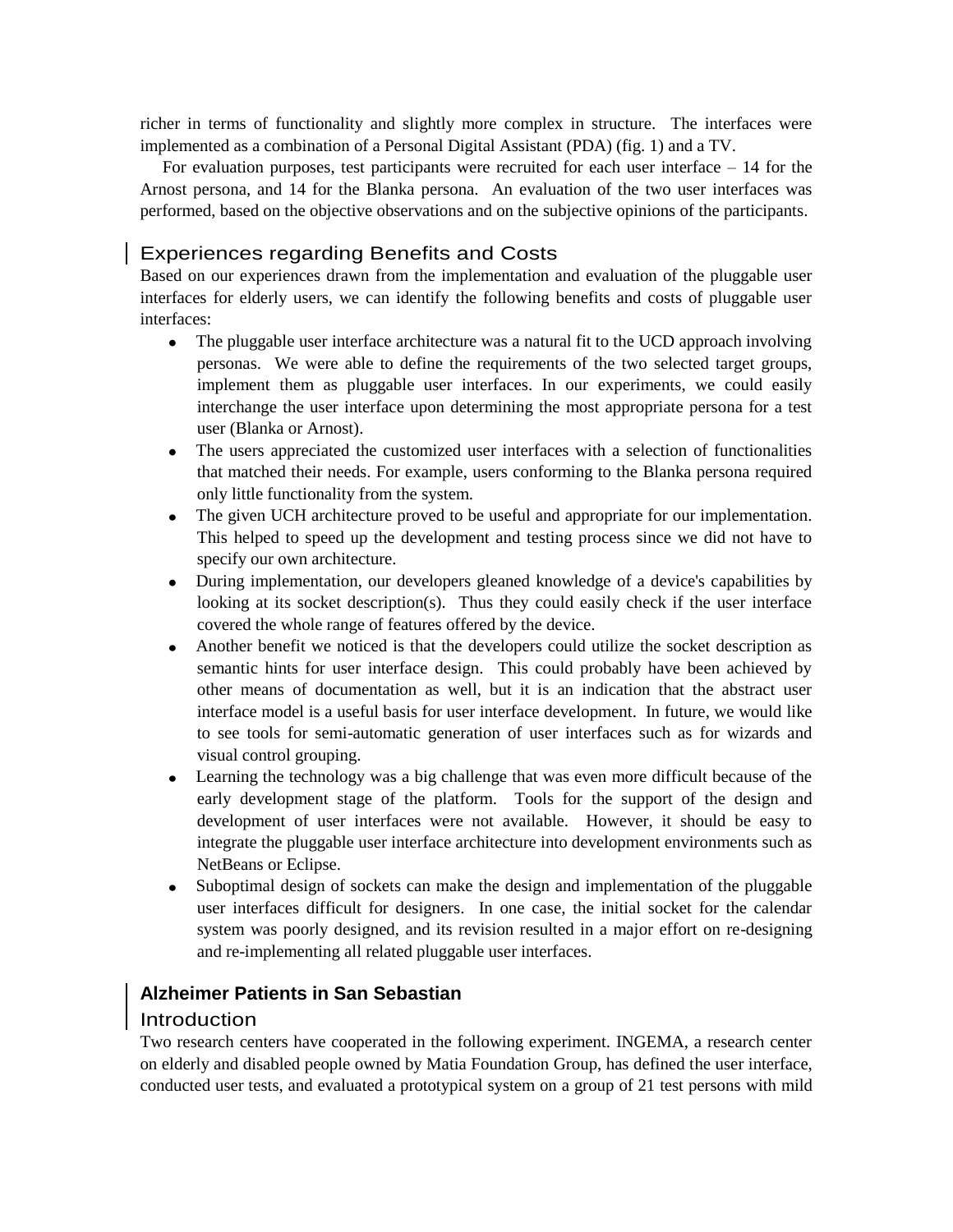richer in terms of functionality and slightly more complex in structure. The interfaces were implemented as a combination of a Personal Digital Assistant (PDA) (fig. 1) and a TV.

For evaluation purposes, test participants were recruited for each user interface – 14 for the Arnost persona, and 14 for the Blanka persona. An evaluation of the two user interfaces was performed, based on the objective observations and on the subjective opinions of the participants.

### Experiences regarding Benefits and Costs

Based on our experiences drawn from the implementation and evaluation of the pluggable user interfaces for elderly users, we can identify the following benefits and costs of pluggable user interfaces:

- The pluggable user interface architecture was a natural fit to the UCD approach involving personas. We were able to define the requirements of the two selected target groups, implement them as pluggable user interfaces. In our experiments, we could easily interchange the user interface upon determining the most appropriate persona for a test user (Blanka or Arnost).
- The users appreciated the customized user interfaces with a selection of functionalities that matched their needs. For example, users conforming to the Blanka persona required only little functionality from the system.
- The given UCH architecture proved to be useful and appropriate for our implementation. This helped to speed up the development and testing process since we did not have to specify our own architecture.
- During implementation, our developers gleaned knowledge of a device's capabilities by looking at its socket description(s). Thus they could easily check if the user interface covered the whole range of features offered by the device.
- Another benefit we noticed is that the developers could utilize the socket description as semantic hints for user interface design. This could probably have been achieved by other means of documentation as well, but it is an indication that the abstract user interface model is a useful basis for user interface development. In future, we would like to see tools for semi-automatic generation of user interfaces such as for wizards and visual control grouping.
- Learning the technology was a big challenge that was even more difficult because of the early development stage of the platform. Tools for the support of the design and development of user interfaces were not available. However, it should be easy to integrate the pluggable user interface architecture into development environments such as NetBeans or Eclipse.
- Suboptimal design of sockets can make the design and implementation of the pluggable user interfaces difficult for designers. In one case, the initial socket for the calendar system was poorly designed, and its revision resulted in a major effort on re-designing and re-implementing all related pluggable user interfaces.

## Alzheimer Patients in San Sebastian

### Introduction

Two research centers have cooperated in the following experiment. INGEMA, a research center on elderly and disabled people owned by Matia Foundation Group, has defined the user interface, conducted user tests, and evaluated a prototypical system on a group of 21 test persons with mild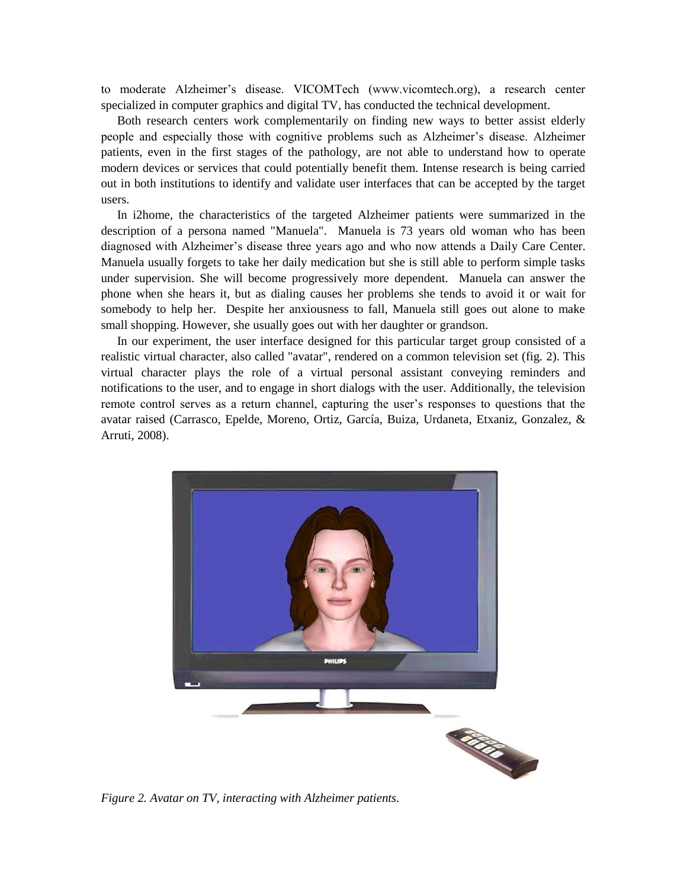to moderate Alzheimer's disease. VICOMTech (www.vicomtech.org), a research center specialized in computer graphics and digital TV, has conducted the technical development.

Both research centers work complementarily on finding new ways to better assist elderly people and especially those with cognitive problems such as Alzheimer's disease. Alzheimer patients, even in the first stages of the pathology, are not able to understand how to operate modern devices or services that could potentially benefit them. Intense research is being carried out in both institutions to identify and validate user interfaces that can be accepted by the target users.

In i2home, the characteristics of the targeted Alzheimer patients were summarized in the description of a persona named "Manuela". Manuela is 73 years old woman who has been diagnosed with Alzheimer's disease three years ago and who now attends a Daily Care Center. Manuela usually forgets to take her daily medication but she is still able to perform simple tasks under supervision. She will become progressively more dependent. Manuela can answer the phone when she hears it, but as dialing causes her problems she tends to avoid it or wait for somebody to help her. Despite her anxiousness to fall, Manuela still goes out alone to make small shopping. However, she usually goes out with her daughter or grandson.

In our experiment, the user interface designed for this particular target group consisted of a realistic virtual character, also called "avatar", rendered on a common television set (fig. 2). This virtual character plays the role of a virtual personal assistant conveying reminders and notifications to the user, and to engage in short dialogs with the user. Additionally, the television remote control serves as a return channel, capturing the user's responses to questions that the avatar raised (Carrasco, Epelde, Moreno, Ortiz, García, Buiza, Urdaneta, Etxaniz, Gonzalez, & Arruti, 2008).

*Figure 2. Avatar on TV, interacting with Alzheimer patients.*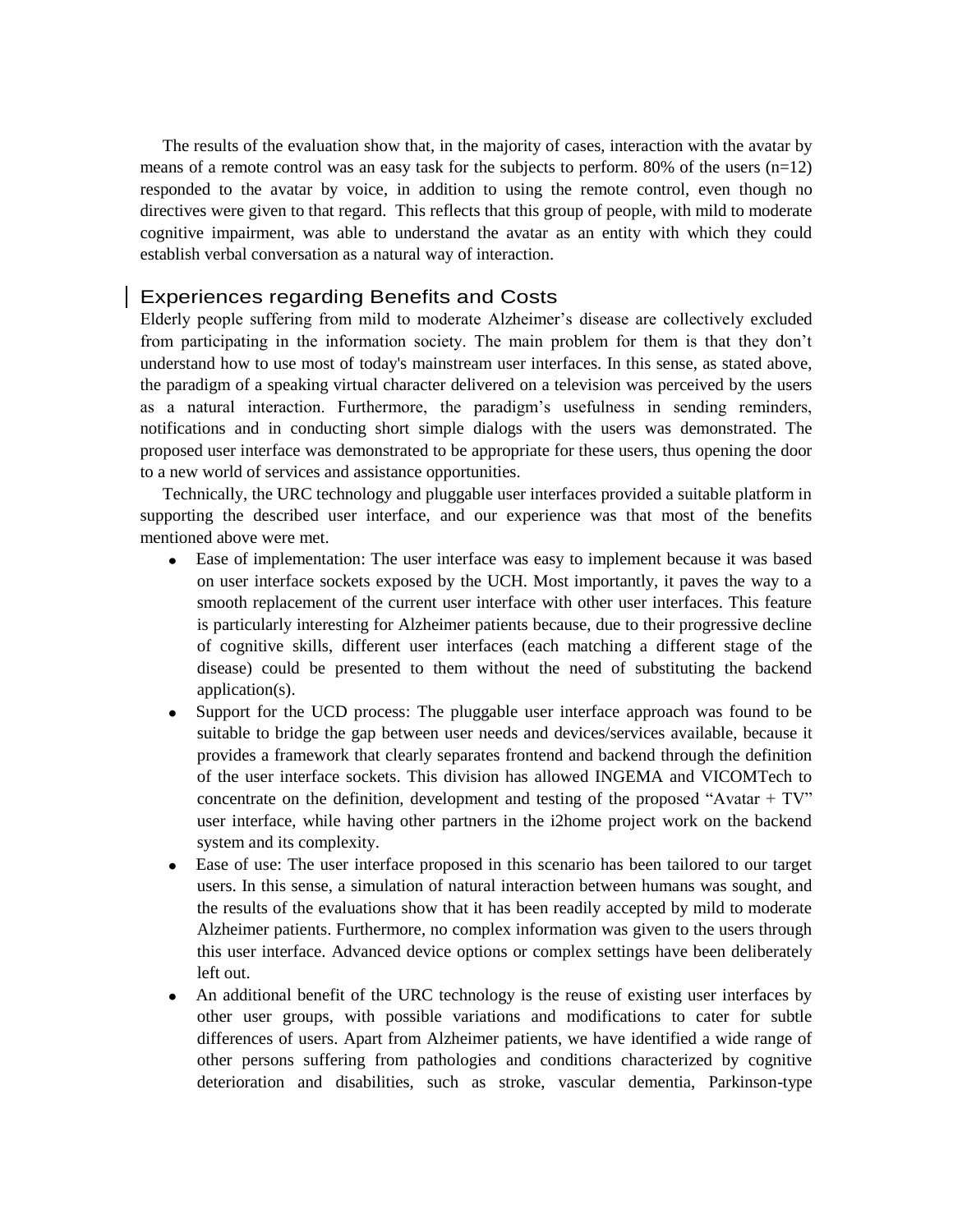The results of the evaluation show that, in the majority of cases, interaction with the avatar by means of a remote control was an easy task for the subjects to perform. 80% of the users (n=12) responded to the avatar by voice, in addition to using the remote control, even though no directives were given to that regard. This reflects that this group of people, with mild to moderate cognitive impairment, was able to understand the avatar as an entity with which they could establish verbal conversation as a natural way of interaction.

## Experiences regarding Benefits and Costs

Elderly people suffering from mild to moderate Alzheimer's disease are collectively excluded from participating in the information society. The main problem for them is that they don't understand how to use most of today's mainstream user interfaces. In this sense, as stated above, the paradigm of a speaking virtual character delivered on a television was perceived by the users as a natural interaction. Furthermore, the paradigm's usefulness in sending reminders, notifications and in conducting short simple dialogs with the users was demonstrated. The proposed user interface was demonstrated to be appropriate for these users, thus opening the door to a new world of services and assistance opportunities.

Technically, the URC technology and pluggable user interfaces provided a suitable platform in supporting the described user interface, and our experience was that most of the benefits mentioned above were met.

- Ease of implementation: The user interface was easy to implement because it was based on user interface sockets exposed by the UCH. Most importantly, it paves the way to a smooth replacement of the current user interface with other user interfaces. This feature is particularly interesting for Alzheimer patients because, due to their progressive decline of cognitive skills, different user interfaces (each matching a different stage of the disease) could be presented to them without the need of substituting the backend application(s).
- Support for the UCD process: The pluggable user interface approach was found to be suitable to bridge the gap between user needs and devices/services available, because it provides a framework that clearly separates frontend and backend through the definition of the user interface sockets. This division has allowed INGEMA and VICOMTech to concentrate on the definition, development and testing of the proposed "Avatar + TV" user interface, while having other partners in the i2home project work on the backend system and its complexity.
- Ease of use: The user interface proposed in this scenario has been tailored to our target users. In this sense, a simulation of natural interaction between humans was sought, and the results of the evaluations show that it has been readily accepted by mild to moderate Alzheimer patients. Furthermore, no complex information was given to the users through this user interface. Advanced device options or complex settings have been deliberately left out.
- An additional benefit of the URC technology is the reuse of existing user interfaces by other user groups, with possible variations and modifications to cater for subtle differences of users. Apart from Alzheimer patients, we have identified a wide range of other persons suffering from pathologies and conditions characterized by cognitive deterioration and disabilities, such as stroke, vascular dementia, Parkinson-type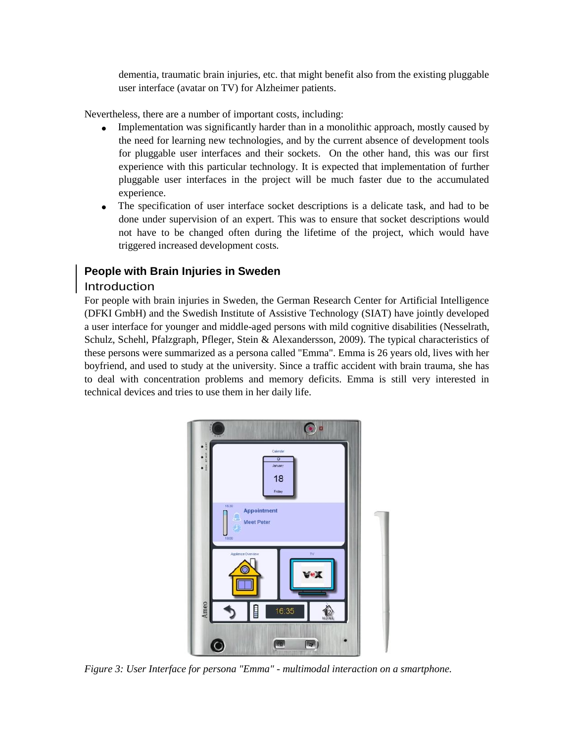dementia, traumatic brain injuries, etc. that might benefit also from the existing pluggable user interface (avatar on TV) for Alzheimer patients.

Nevertheless, there are a number of important costs, including:

- Implementation was significantly harder than in a monolithic approach, mostly caused by the need for learning new technologies, and by the current absence of development tools for pluggable user interfaces and their sockets. On the other hand, this was our first experience with this particular technology. It is expected that implementation of further pluggable user interfaces in the project will be much faster due to the accumulated experience.
- The specification of user interface socket descriptions is a delicate task, and had to be done under supervision of an expert. This was to ensure that socket descriptions would not have to be changed often during the lifetime of the project, which would have triggered increased development costs.

## People with Brain Injuries in Sweden

### Introduction

For people with brain injuries in Sweden, the German Research Center for Artificial Intelligence (DFKI GmbH) and the Swedish Institute of Assistive Technology (SIAT) have jointly developed a user interface for younger and middle-aged persons with mild cognitive disabilities (Nesselrath, Schulz, Schehl, Pfalzgraph, Pfleger, Stein & Alexandersson, 2009). The typical characteristics of these persons were summarized as a persona called "Emma". Emma is 26 years old, lives with her boyfriend, and used to study at the university. Since a traffic accident with brain trauma, she has to deal with concentration problems and memory deficits. Emma is still very interested in technical devices and tries to use them in her daily life.

*Figure 3: User Interface for persona "Emma" - multimodal interaction on a smartphone.*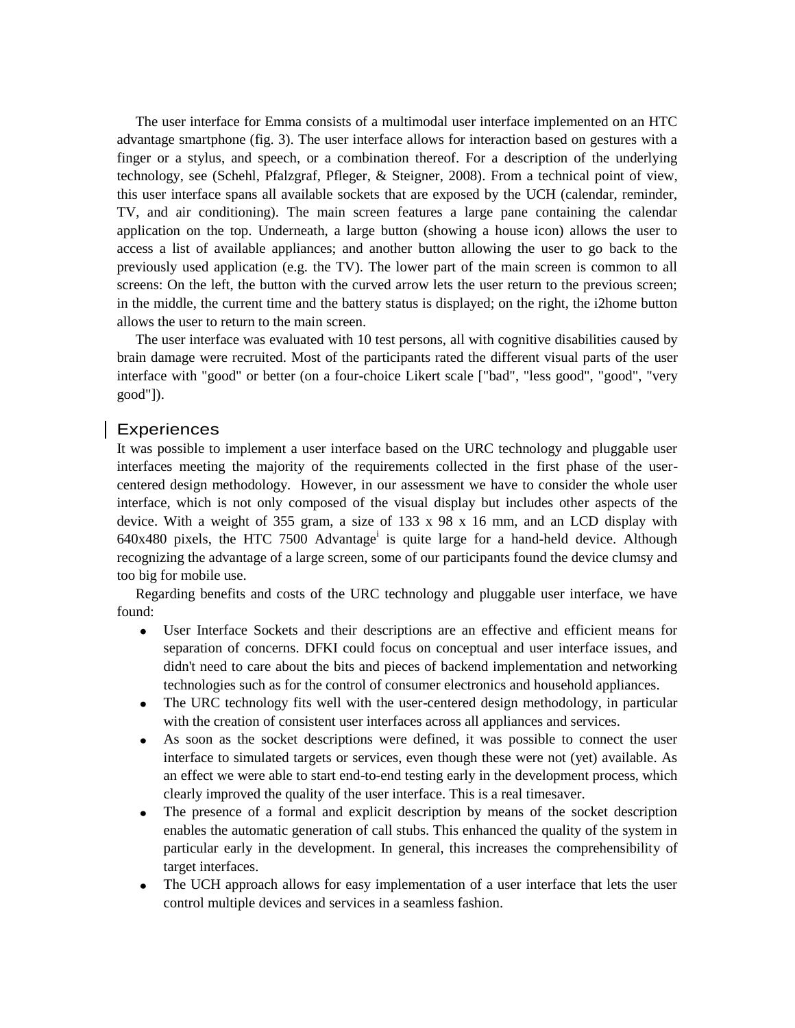The user interface for Emma consists of a multimodal user interface implemented on an HTC advantage smartphone (fig. 3). The user interface allows for interaction based on gestures with a finger or a stylus, and speech, or a combination thereof. For a description of the underlying technology, see (Schehl, Pfalzgraf, Pfleger, & Steigner, 2008). From a technical point of view, this user interface spans all available sockets that are exposed by the UCH (calendar, reminder, TV, and air conditioning). The main screen features a large pane containing the calendar application on the top. Underneath, a large button (showing a house icon) allows the user to access a list of available appliances; and another button allowing the user to go back to the previously used application (e.g. the TV). The lower part of the main screen is common to all screens: On the left, the button with the curved arrow lets the user return to the previous screen; in the middle, the current time and the battery status is displayed; on the right, the i2home button allows the user to return to the main screen.

The user interface was evaluated with 10 test persons, all with cognitive disabilities caused by brain damage were recruited. Most of the participants rated the different visual parts of the user interface with "good" or better (on a four-choice Likert scale ["bad", "less good", "good", "very good"]).

## Experiences

It was possible to implement a user interface based on the URC technology and pluggable user interfaces meeting the majority of the requirements collected in the first phase of the user-centered design methodology. However, in our assessment we have to consider the whole user interface, which is not only composed of the visual display but includes other aspects of the device. With a weight of 355 gram, a size of 133 x 98 x 16 mm, and an LCD display with 640x480 pixels, the HTC 7500 Advantage[i] is quite large for a hand-held device. Although recognizing the advantage of a large screen, some of our participants found the device clumsy and too big for mobile use.

Regarding benefits and costs of the URC technology and pluggable user interface, we have found:

- User Interface Sockets and their descriptions are an effective and efficient means for separation of concerns. DFKI could focus on conceptual and user interface issues, and didn't need to care about the bits and pieces of backend implementation and networking technologies such as for the control of consumer electronics and household appliances.
- The URC technology fits well with the user-centered design methodology, in particular with the creation of consistent user interfaces across all appliances and services.
- As soon as the socket descriptions were defined, it was possible to connect the user interface to simulated targets or services, even though these were not (yet) available. As an effect we were able to start end-to-end testing early in the development process, which clearly improved the quality of the user interface. This is a real timesaver.
- The presence of a formal and explicit description by means of the socket description enables the automatic generation of call stubs. This enhanced the quality of the system in particular early in the development. In general, this increases the comprehensibility of target interfaces.
- The UCH approach allows for easy implementation of a user interface that lets the user control multiple devices and services in a seamless fashion.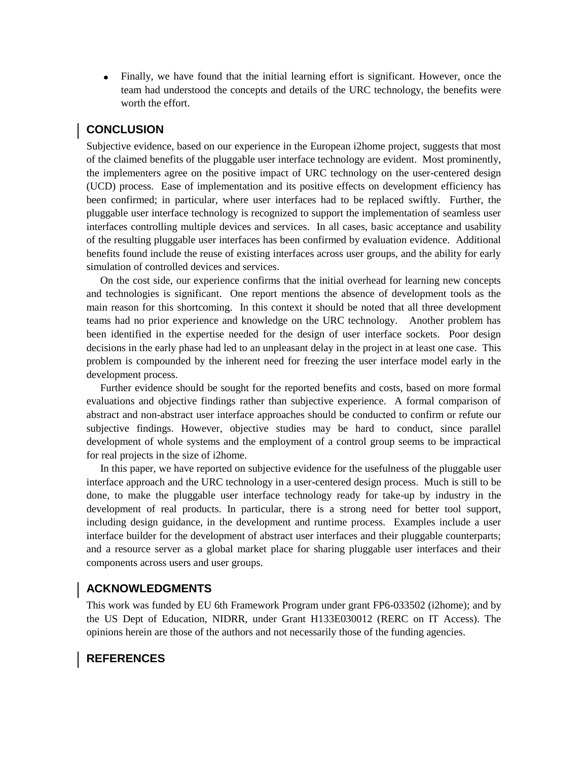- Finally, we have found that the initial learning effort is significant. However, once the team had understood the concepts and details of the URC technology, the benefits were worth the effort.

## CONCLUSION

Subjective evidence, based on our experience in the European i2home project, suggests that most of the claimed benefits of the pluggable user interface technology are evident. Most prominently, the implementers agree on the positive impact of URC technology on the user-centered design (UCD) process. Ease of implementation and its positive effects on development efficiency has been confirmed; in particular, where user interfaces had to be replaced swiftly. Further, the pluggable user interface technology is recognized to support the implementation of seamless user interfaces controlling multiple devices and services. In all cases, basic acceptance and usability of the resulting pluggable user interfaces has been confirmed by evaluation evidence. Additional benefits found include the reuse of existing interfaces across user groups, and the ability for early simulation of controlled devices and services.

On the cost side, our experience confirms that the initial overhead for learning new concepts and technologies is significant. One report mentions the absence of development tools as the main reason for this shortcoming. In this context it should be noted that all three development teams had no prior experience and knowledge on the URC technology. Another problem has been identified in the expertise needed for the design of user interface sockets. Poor design decisions in the early phase had led to an unpleasant delay in the project in at least one case. This problem is compounded by the inherent need for freezing the user interface model early in the development process.

Further evidence should be sought for the reported benefits and costs, based on more formal evaluations and objective findings rather than subjective experience. A formal comparison of abstract and non-abstract user interface approaches should be conducted to confirm or refute our subjective findings. However, objective studies may be hard to conduct, since parallel development of whole systems and the employment of a control group seems to be impractical for real projects in the size of i2home.

In this paper, we have reported on subjective evidence for the usefulness of the pluggable user interface approach and the URC technology in a user-centered design process. Much is still to be done, to make the pluggable user interface technology ready for take-up by industry in the development of real products. In particular, there is a strong need for better tool support, including design guidance, in the development and runtime process. Examples include a user interface builder for the development of abstract user interfaces and their pluggable counterparts; and a resource server as a global market place for sharing pluggable user interfaces and their components across users and user groups.

## ACKNOWLEDGMENTS

This work was funded by EU 6th Framework Program under grant FP6-033502 (i2home); and by the US Dept of Education, NIDRR, under Grant H133E030012 (RERC on IT Access). The opinions herein are those of the authors and not necessarily those of the funding agencies.

## REFERENCES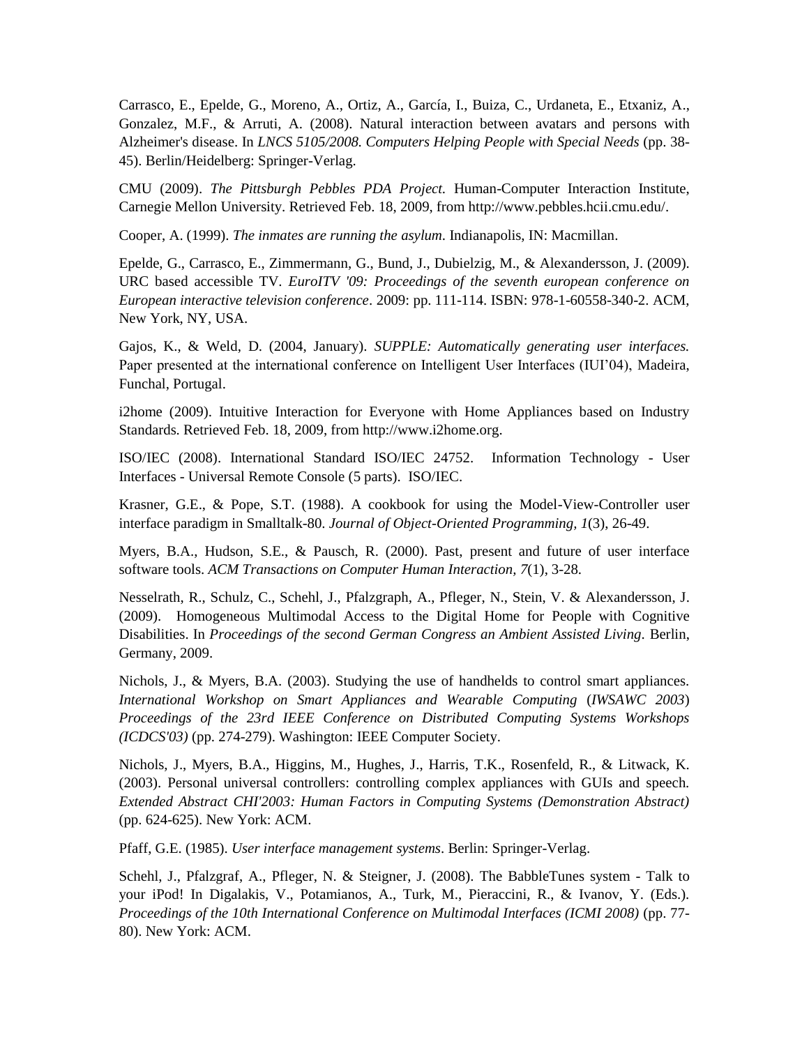Carrasco, E., Epelde, G., Moreno, A., Ortiz, A., García, I., Buiza, C., Urdaneta, E., Etxaniz, A., Gonzalez, M.F., & Arruti, A. (2008). Natural interaction between avatars and persons with Alzheimer's disease. In *LNCS 5105/2008. Computers Helping People with Special Needs* (pp. 38-45). Berlin/Heidelberg: Springer-Verlag.

CMU (2009). *The Pittsburgh Pebbles PDA Project.* Human-Computer Interaction Institute, Carnegie Mellon University. Retrieved Feb. 18, 2009, from http://www.pebbles.hcii.cmu.edu/.

Cooper, A. (1999). *The inmates are running the asylum*. Indianapolis, IN: Macmillan.

Epelde, G., Carrasco, E., Zimmermann, G., Bund, J., Dubielzig, M., & Alexandersson, J. (2009). URC based accessible TV. *EuroITV '09: Proceedings of the seventh european conference on European interactive television conference*. 2009: pp. 111-114. ISBN: 978-1-60558-340-2. ACM, New York, NY, USA.

Gajos, K., & Weld, D. (2004, January). *SUPPLE: Automatically generating user interfaces.* Paper presented at the international conference on Intelligent User Interfaces (IUI'04), Madeira, Funchal, Portugal.

i2home (2009). Intuitive Interaction for Everyone with Home Appliances based on Industry Standards. Retrieved Feb. 18, 2009, from http://www.i2home.org.

ISO/IEC (2008). International Standard ISO/IEC 24752. Information Technology - User Interfaces - Universal Remote Console (5 parts). ISO/IEC.

Krasner, G.E., & Pope, S.T. (1988). A cookbook for using the Model-View-Controller user interface paradigm in Smalltalk-80. *Journal of Object-Oriented Programming, 1*(3), 26-49.

Myers, B.A., Hudson, S.E., & Pausch, R. (2000). Past, present and future of user interface software tools. *ACM Transactions on Computer Human Interaction, 7*(1), 3-28.

Nesselrath, R., Schulz, C., Schehl, J., Pfalzgraph, A., Pfleger, N., Stein, V. & Alexandersson, J. (2009). Homogeneous Multimodal Access to the Digital Home for People with Cognitive Disabilities. In *Proceedings of the second German Congress an Ambient Assisted Living*. Berlin, Germany, 2009.

Nichols, J., & Myers, B.A. (2003). Studying the use of handhelds to control smart appliances. *International Workshop on Smart Appliances and Wearable Computing* (*IWSAWC 2003*) *Proceedings of the 23rd IEEE Conference on Distributed Computing Systems Workshops (ICDCS'03)* (pp. 274-279). Washington: IEEE Computer Society.

Nichols, J., Myers, B.A., Higgins, M., Hughes, J., Harris, T.K., Rosenfeld, R., & Litwack, K. (2003). Personal universal controllers: controlling complex appliances with GUIs and speech. *Extended Abstract CHI'2003: Human Factors in Computing Systems (Demonstration Abstract)* (pp. 624-625). New York: ACM.

Pfaff, G.E. (1985). *User interface management systems*. Berlin: Springer-Verlag.

Schehl, J., Pfalzgraf, A., Pfleger, N. & Steigner, J. (2008). The BabbleTunes system - Talk to your iPod! In Digalakis, V., Potamianos, A., Turk, M., Pieraccini, R., & Ivanov, Y. (Eds.). *Proceedings of the 10th International Conference on Multimodal Interfaces (ICMI 2008)* (pp. 77-80). New York: ACM.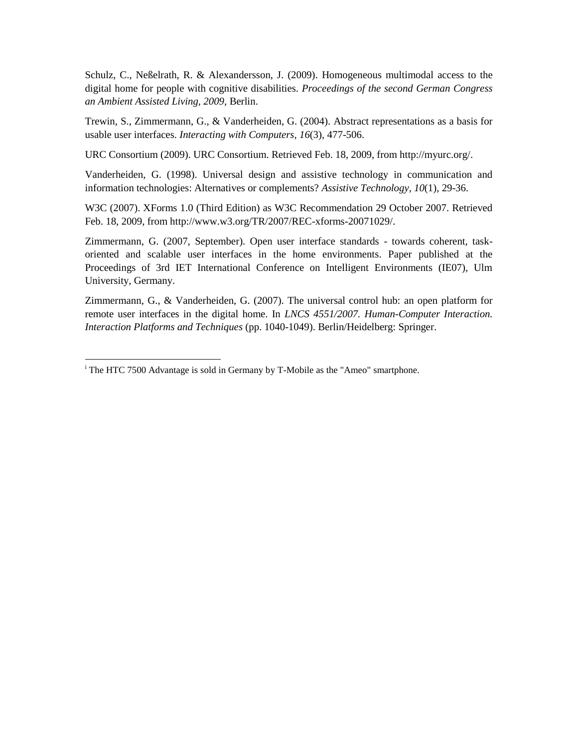Schulz, C., Neßelrath, R. & Alexandersson, J. (2009). Homogeneous multimodal access to the digital home for people with cognitive disabilities. *Proceedings of the second German Congress an Ambient Assisted Living, 2009*, Berlin.

Trewin, S., Zimmermann, G., & Vanderheiden, G. (2004). Abstract representations as a basis for usable user interfaces. *Interacting with Computers, 16*(3), 477-506.

URC Consortium (2009). URC Consortium. Retrieved Feb. 18, 2009, from http://myurc.org/.

Vanderheiden, G. (1998). Universal design and assistive technology in communication and information technologies: Alternatives or complements? *Assistive Technology, 10*(1), 29-36.

W3C (2007). XForms 1.0 (Third Edition) as W3C Recommendation 29 October 2007. Retrieved Feb. 18, 2009, from http://www.w3.org/TR/2007/REC-xforms-20071029/.

Zimmermann, G. (2007, September). Open user interface standards - towards coherent, task-oriented and scalable user interfaces in the home environments. Paper published at the Proceedings of 3rd IET International Conference on Intelligent Environments (IE07), Ulm University, Germany.

Zimmermann, G., & Vanderheiden, G. (2007). The universal control hub: an open platform for remote user interfaces in the digital home. In *LNCS 4551/2007. Human-Computer Interaction. Interaction Platforms and Techniques* (pp. 1040-1049). Berlin/Heidelberg: Springer.

---

[i] The HTC 7500 Advantage is sold in Germany by T-Mobile as the "Ameo" smartphone.